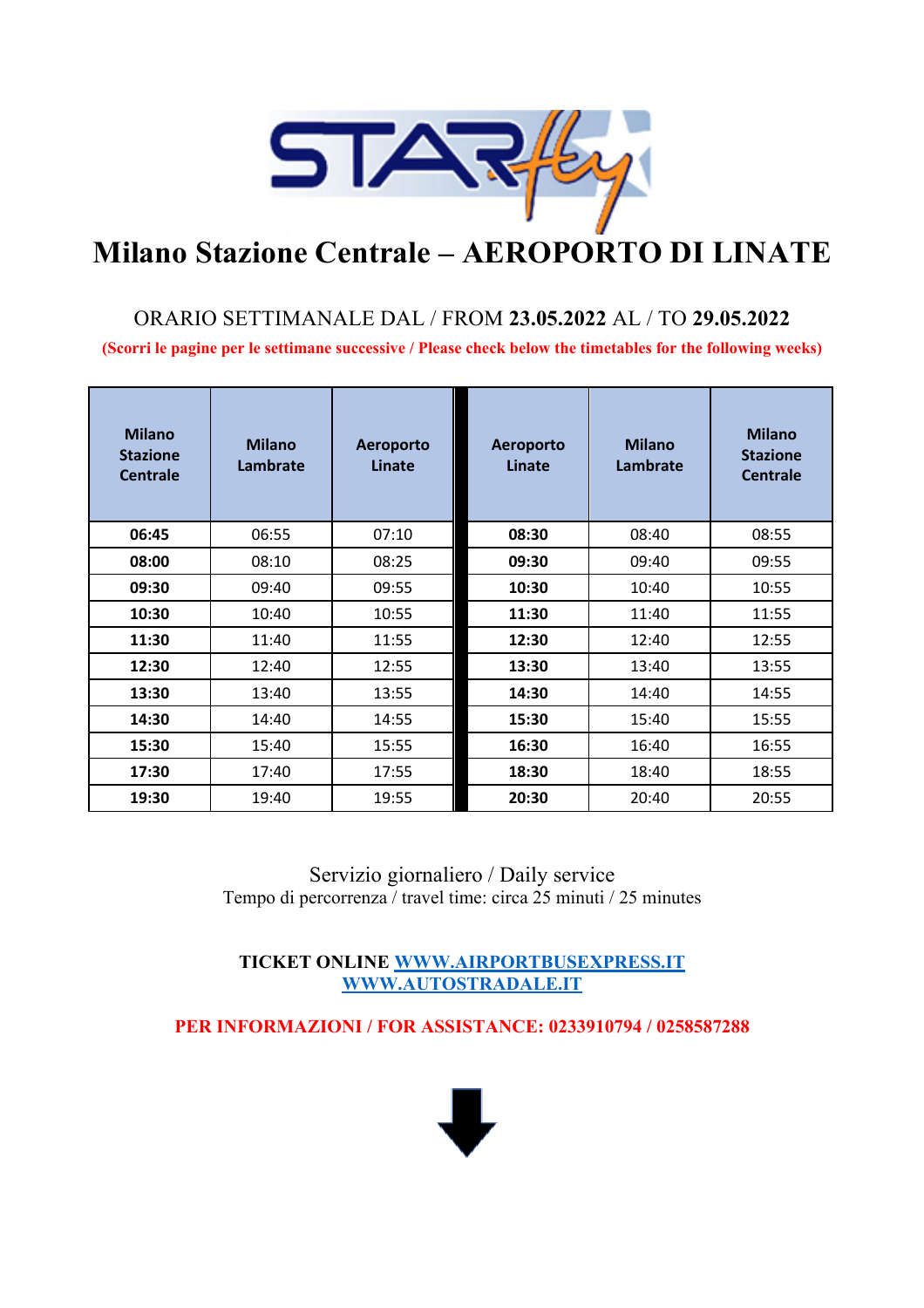# Milano Stazione Centrale – AEROPORTO DI LINATE

ORARIO SETTIMANALE DAL / FROM **23.05.2022** AL / TO **29.05.2022**

**(Scorri le pagine per le settimane successive / Please check below the timetables for the following weeks)**

| Milano Stazione Centrale | Milano Lambrate | Aeroporto Linate | Aeroporto Linate | Milano Lambrate | Milano Stazione Centrale |
|---|---|---|---|---|---|
| **06:45** | 06:55 | 07:10 | **08:30** | 08:40 | 08:55 |
| **08:00** | 08:10 | 08:25 | **09:30** | 09:40 | 09:55 |
| **09:30** | 09:40 | 09:55 | **10:30** | 10:40 | 10:55 |
| **10:30** | 10:40 | 10:55 | **11:30** | 11:40 | 11:55 |
| **11:30** | 11:40 | 11:55 | **12:30** | 12:40 | 12:55 |
| **12:30** | 12:40 | 12:55 | **13:30** | 13:40 | 13:55 |
| **13:30** | 13:40 | 13:55 | **14:30** | 14:40 | 14:55 |
| **14:30** | 14:40 | 14:55 | **15:30** | 15:40 | 15:55 |
| **15:30** | 15:40 | 15:55 | **16:30** | 16:40 | 16:55 |
| **17:30** | 17:40 | 17:55 | **18:30** | 18:40 | 18:55 |
| **19:30** | 19:40 | 19:55 | **20:30** | 20:40 | 20:55 |

Servizio giornaliero / Daily service

Tempo di percorrenza / travel time: circa 25 minuti / 25 minutes

**TICKET ONLINE [WWW.AIRPORTBUSEXPRESS.IT](http://WWW.AIRPORTBUSEXPRESS.IT)**
**[WWW.AUTOSTRADALE.IT](http://WWW.AUTOSTRADALE.IT)**

**PER INFORMAZIONI / FOR ASSISTANCE: 0233910794 / 0258587288**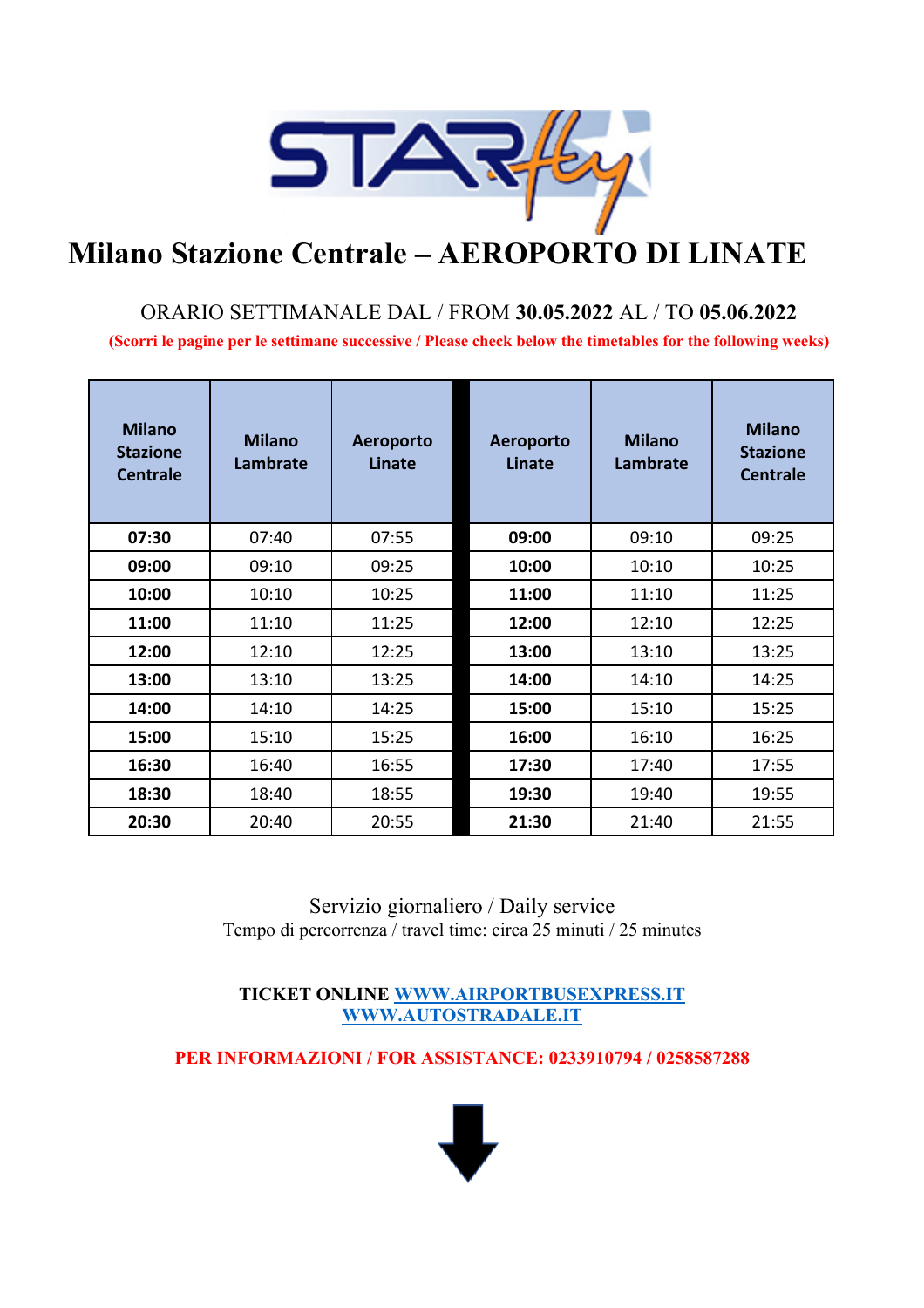# Milano Stazione Centrale – AEROPORTO DI LINATE

ORARIO SETTIMANALE DAL / FROM **30.05.2022** AL / TO **05.06.2022**

**(Scorri le pagine per le settimane successive / Please check below the timetables for the following weeks)**

| Milano Stazione Centrale | Milano Lambrate | Aeroporto Linate | Aeroporto Linate | Milano Lambrate | Milano Stazione Centrale |
|---|---|---|---|---|---|
| **07:30** | 07:40 | 07:55 | **09:00** | 09:10 | 09:25 |
| **09:00** | 09:10 | 09:25 | **10:00** | 10:10 | 10:25 |
| **10:00** | 10:10 | 10:25 | **11:00** | 11:10 | 11:25 |
| **11:00** | 11:10 | 11:25 | **12:00** | 12:10 | 12:25 |
| **12:00** | 12:10 | 12:25 | **13:00** | 13:10 | 13:25 |
| **13:00** | 13:10 | 13:25 | **14:00** | 14:10 | 14:25 |
| **14:00** | 14:10 | 14:25 | **15:00** | 15:10 | 15:25 |
| **15:00** | 15:10 | 15:25 | **16:00** | 16:10 | 16:25 |
| **16:30** | 16:40 | 16:55 | **17:30** | 17:40 | 17:55 |
| **18:30** | 18:40 | 18:55 | **19:30** | 19:40 | 19:55 |
| **20:30** | 20:40 | 20:55 | **21:30** | 21:40 | 21:55 |

Servizio giornaliero / Daily service

Tempo di percorrenza / travel time: circa 25 minuti / 25 minutes

**TICKET ONLINE** [WWW.AIRPORTBUSEXPRESS.IT](http://WWW.AIRPORTBUSEXPRESS.IT)
[WWW.AUTOSTRADALE.IT](http://WWW.AUTOSTRADALE.IT)

**PER INFORMAZIONI / FOR ASSISTANCE: 0233910794 / 0258587288**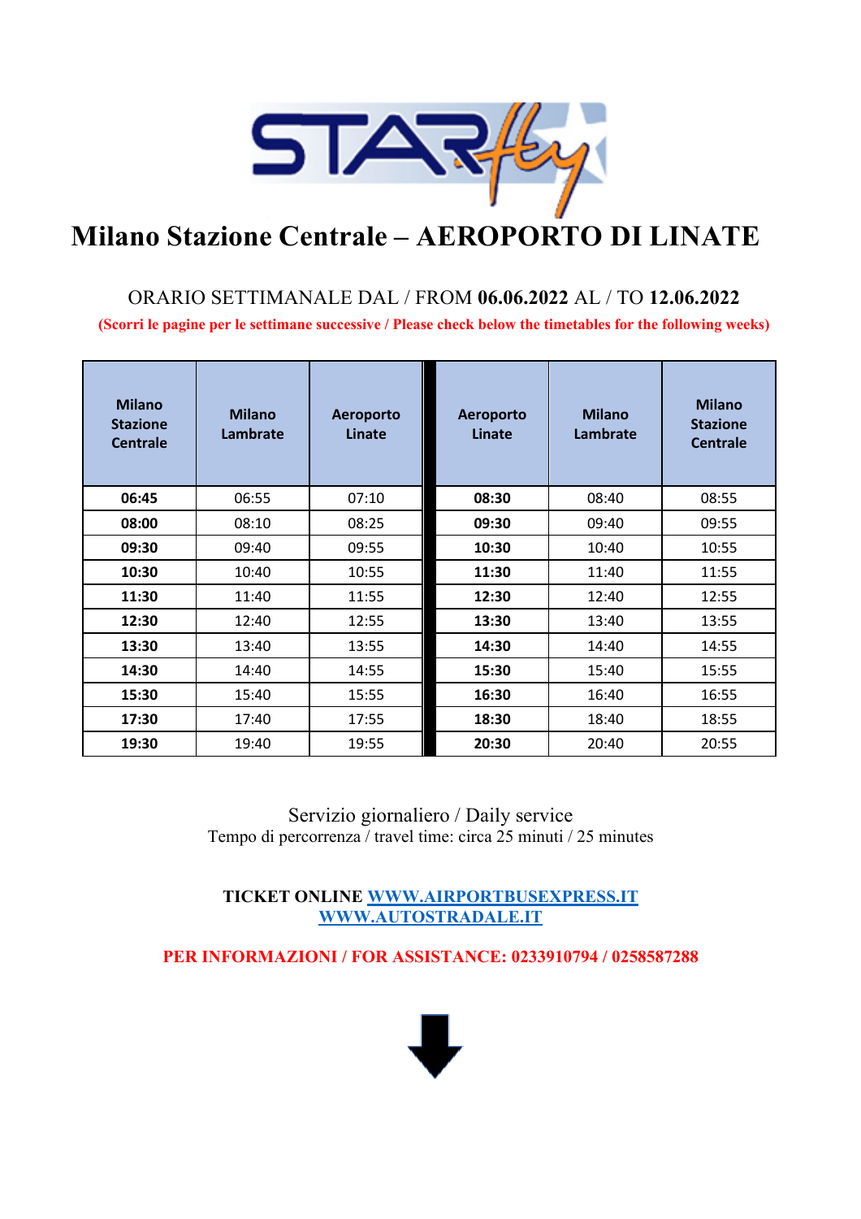# Milano Stazione Centrale – AEROPORTO DI LINATE

ORARIO SETTIMANALE DAL / FROM **06.06.2022** AL / TO **12.06.2022**

**(Scorri le pagine per le settimane successive / Please check below the timetables for the following weeks)**

| Milano Stazione Centrale | Milano Lambrate | Aeroporto Linate | Aeroporto Linate | Milano Lambrate | Milano Stazione Centrale |
|---|---|---|---|---|---|
| **06:45** | 06:55 | 07:10 | **08:30** | 08:40 | 08:55 |
| **08:00** | 08:10 | 08:25 | **09:30** | 09:40 | 09:55 |
| **09:30** | 09:40 | 09:55 | **10:30** | 10:40 | 10:55 |
| **10:30** | 10:40 | 10:55 | **11:30** | 11:40 | 11:55 |
| **11:30** | 11:40 | 11:55 | **12:30** | 12:40 | 12:55 |
| **12:30** | 12:40 | 12:55 | **13:30** | 13:40 | 13:55 |
| **13:30** | 13:40 | 13:55 | **14:30** | 14:40 | 14:55 |
| **14:30** | 14:40 | 14:55 | **15:30** | 15:40 | 15:55 |
| **15:30** | 15:40 | 15:55 | **16:30** | 16:40 | 16:55 |
| **17:30** | 17:40 | 17:55 | **18:30** | 18:40 | 18:55 |
| **19:30** | 19:40 | 19:55 | **20:30** | 20:40 | 20:55 |

Servizio giornaliero / Daily service

Tempo di percorrenza / travel time: circa 25 minuti / 25 minutes

**TICKET ONLINE** **WWW.AIRPORTBUSEXPRESS.IT**
**WWW.AUTOSTRADALE.IT**

**PER INFORMAZIONI / FOR ASSISTANCE: 0233910794 / 0258587288**